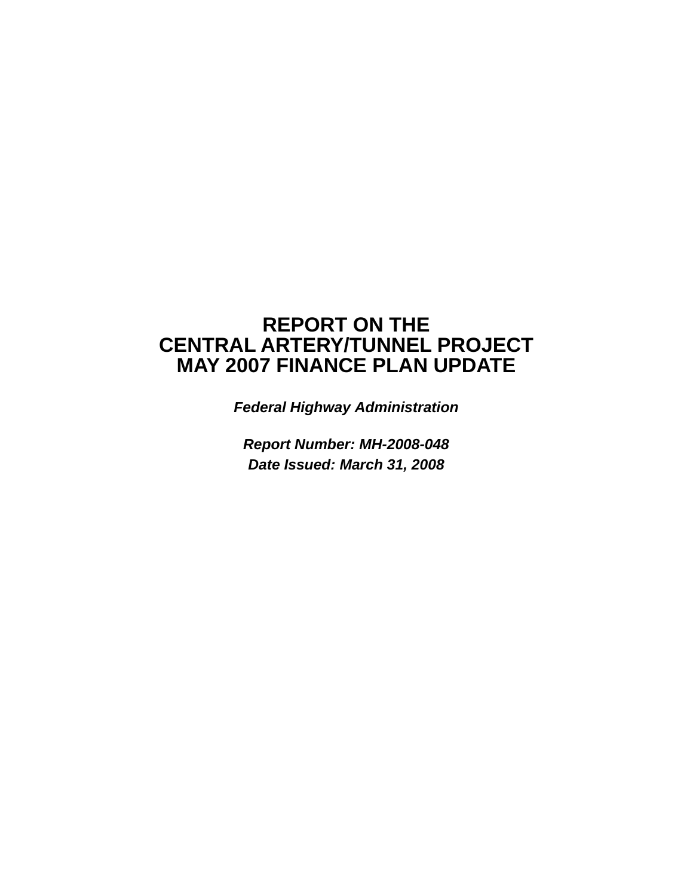# REPORT ON THE CENTRAL ARTERY/TUNNEL PROJECT MAY 2007 FINANCE PLAN UPDATE

***Federal Highway Administration***

***Report Number: MH-2008-048***
***Date Issued: March 31, 2008***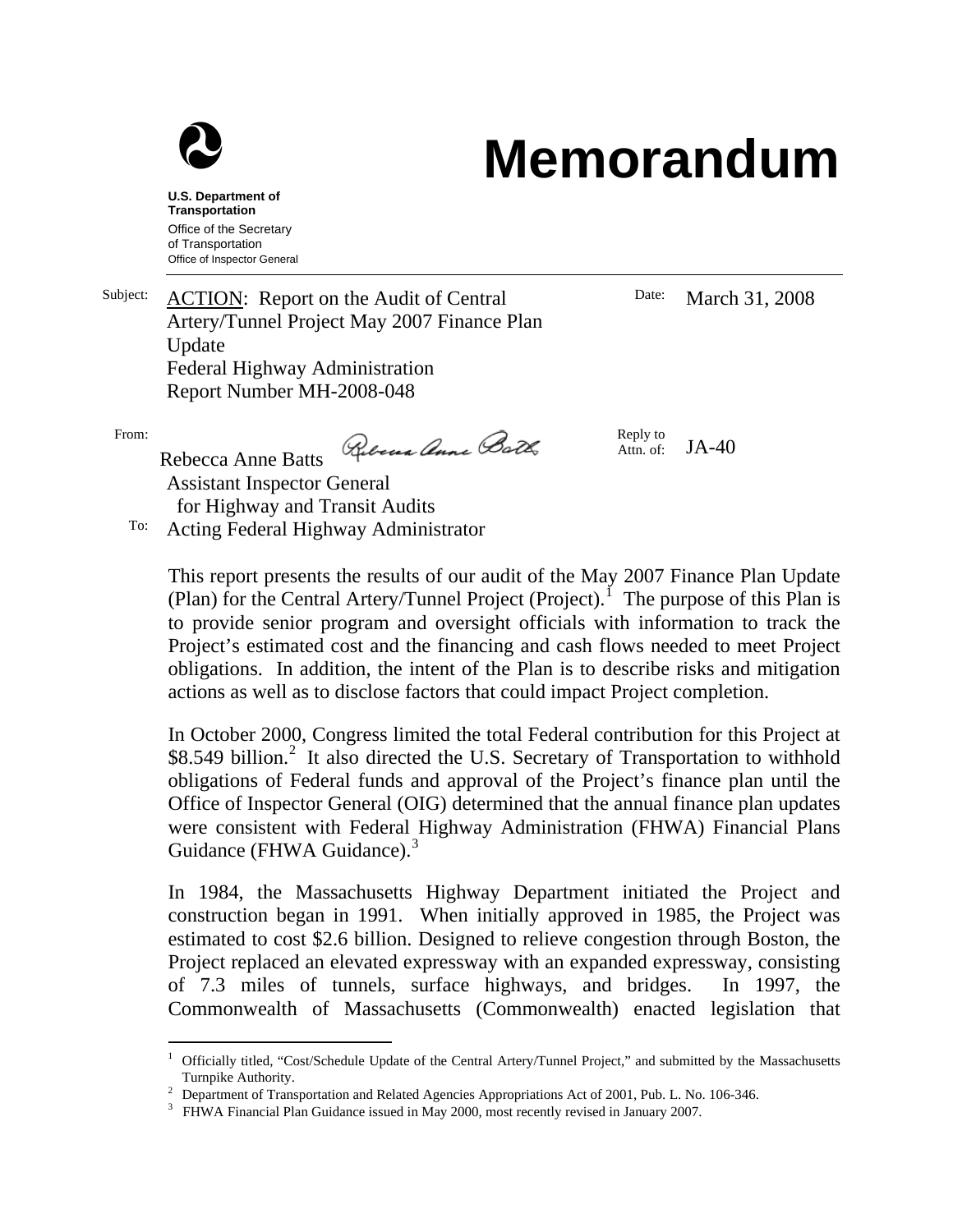U.S. Department of Transportation
Office of the Secretary of Transportation
Office of Inspector General

# Memorandum

| | | | |
|---|---|---|---|
| Subject: | <u>ACTION</u>: Report on the Audit of Central Artery/Tunnel Project May 2007 Finance Plan Update<br>Federal Highway Administration<br>Report Number MH-2008-048 | Date: | March 31, 2008 |
| From: | Rebecca Anne Batts<br>Assistant Inspector General for Highway and Transit Audits | Reply to Attn. of: | JA-40 |
| To: | Acting Federal Highway Administrator | | |

This report presents the results of our audit of the May 2007 Finance Plan Update (Plan) for the Central Artery/Tunnel Project (Project).[1] The purpose of this Plan is to provide senior program and oversight officials with information to track the Project's estimated cost and the financing and cash flows needed to meet Project obligations. In addition, the intent of the Plan is to describe risks and mitigation actions as well as to disclose factors that could impact Project completion.

In October 2000, Congress limited the total Federal contribution for this Project at \$8.549 billion.[2] It also directed the U.S. Secretary of Transportation to withhold obligations of Federal funds and approval of the Project's finance plan until the Office of Inspector General (OIG) determined that the annual finance plan updates were consistent with Federal Highway Administration (FHWA) Financial Plans Guidance (FHWA Guidance).[3]

In 1984, the Massachusetts Highway Department initiated the Project and construction began in 1991. When initially approved in 1985, the Project was estimated to cost \$2.6 billion. Designed to relieve congestion through Boston, the Project replaced an elevated expressway with an expanded expressway, consisting of 7.3 miles of tunnels, surface highways, and bridges. In 1997, the Commonwealth of Massachusetts (Commonwealth) enacted legislation that

---

[1] Officially titled, "Cost/Schedule Update of the Central Artery/Tunnel Project," and submitted by the Massachusetts Turnpike Authority.

[2] Department of Transportation and Related Agencies Appropriations Act of 2001, Pub. L. No. 106-346.

[3] FHWA Financial Plan Guidance issued in May 2000, most recently revised in January 2007.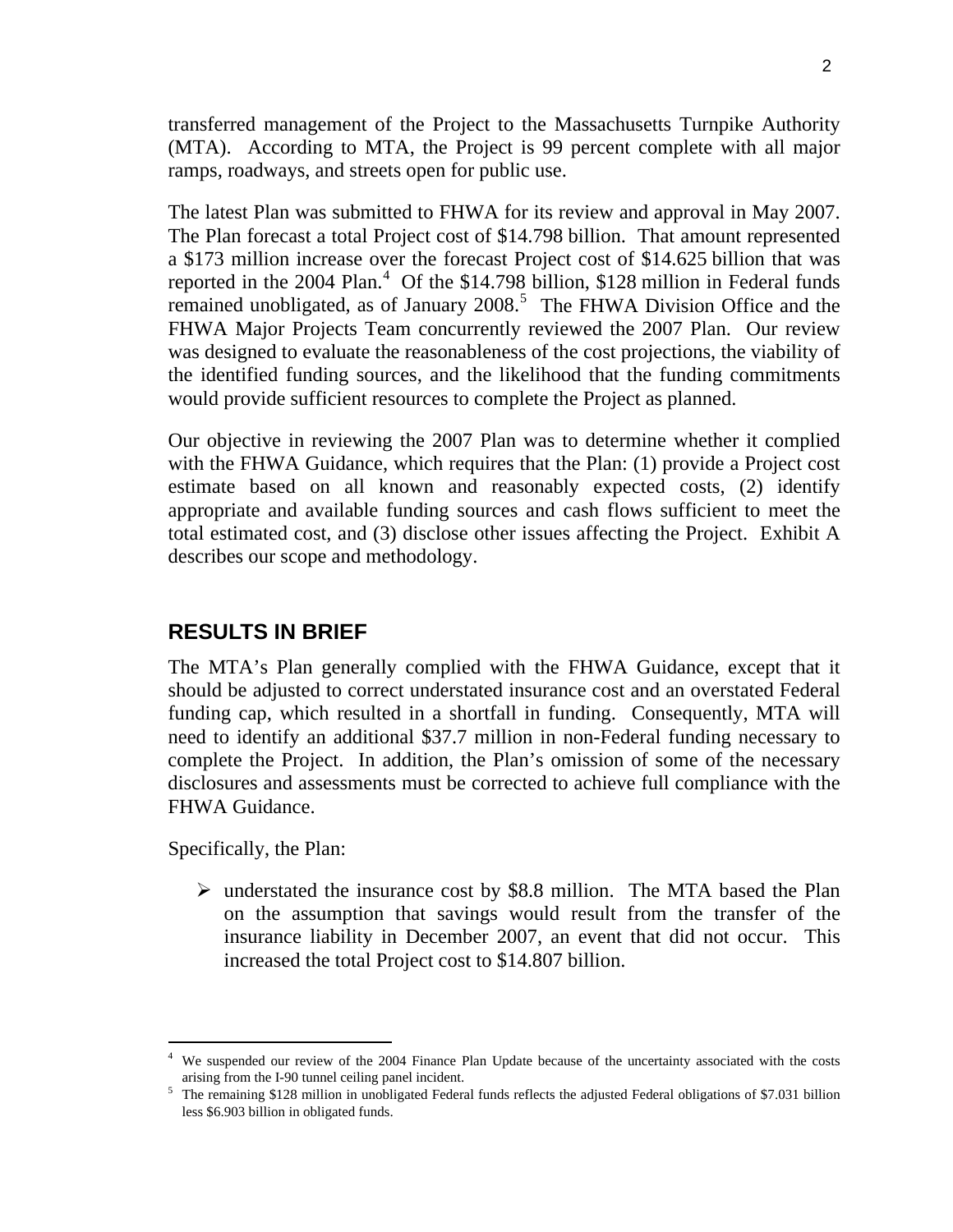transferred management of the Project to the Massachusetts Turnpike Authority (MTA). According to MTA, the Project is 99 percent complete with all major ramps, roadways, and streets open for public use.

The latest Plan was submitted to FHWA for its review and approval in May 2007. The Plan forecast a total Project cost of $14.798 billion. That amount represented a $173 million increase over the forecast Project cost of $14.625 billion that was reported in the 2004 Plan.[4] Of the $14.798 billion, $128 million in Federal funds remained unobligated, as of January 2008.[5] The FHWA Division Office and the FHWA Major Projects Team concurrently reviewed the 2007 Plan. Our review was designed to evaluate the reasonableness of the cost projections, the viability of the identified funding sources, and the likelihood that the funding commitments would provide sufficient resources to complete the Project as planned.

Our objective in reviewing the 2007 Plan was to determine whether it complied with the FHWA Guidance, which requires that the Plan: (1) provide a Project cost estimate based on all known and reasonably expected costs, (2) identify appropriate and available funding sources and cash flows sufficient to meet the total estimated cost, and (3) disclose other issues affecting the Project. Exhibit A describes our scope and methodology.

## RESULTS IN BRIEF

The MTA's Plan generally complied with the FHWA Guidance, except that it should be adjusted to correct understated insurance cost and an overstated Federal funding cap, which resulted in a shortfall in funding. Consequently, MTA will need to identify an additional $37.7 million in non-Federal funding necessary to complete the Project. In addition, the Plan's omission of some of the necessary disclosures and assessments must be corrected to achieve full compliance with the FHWA Guidance.

Specifically, the Plan:

- understated the insurance cost by $8.8 million. The MTA based the Plan on the assumption that savings would result from the transfer of the insurance liability in December 2007, an event that did not occur. This increased the total Project cost to $14.807 billion.

---

[4] We suspended our review of the 2004 Finance Plan Update because of the uncertainty associated with the costs arising from the I-90 tunnel ceiling panel incident.

[5] The remaining $128 million in unobligated Federal funds reflects the adjusted Federal obligations of $7.031 billion less $6.903 billion in obligated funds.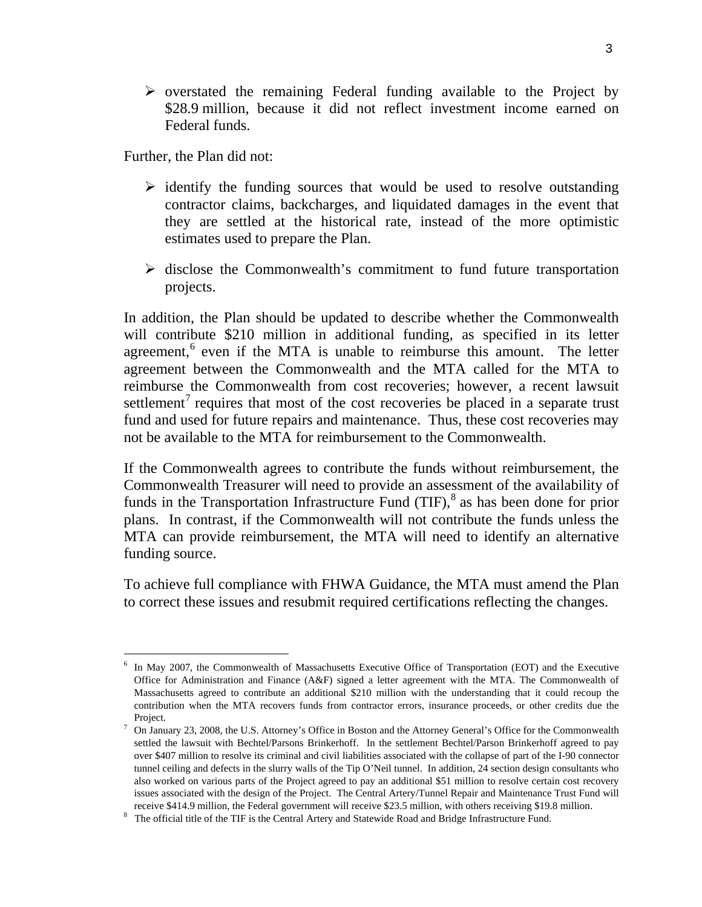- overstated the remaining Federal funding available to the Project by $28.9 million, because it did not reflect investment income earned on Federal funds.

Further, the Plan did not:

- identify the funding sources that would be used to resolve outstanding contractor claims, backcharges, and liquidated damages in the event that they are settled at the historical rate, instead of the more optimistic estimates used to prepare the Plan.
- disclose the Commonwealth's commitment to fund future transportation projects.

In addition, the Plan should be updated to describe whether the Commonwealth will contribute $210 million in additional funding, as specified in its letter agreement,[6] even if the MTA is unable to reimburse this amount. The letter agreement between the Commonwealth and the MTA called for the MTA to reimburse the Commonwealth from cost recoveries; however, a recent lawsuit settlement[7] requires that most of the cost recoveries be placed in a separate trust fund and used for future repairs and maintenance. Thus, these cost recoveries may not be available to the MTA for reimbursement to the Commonwealth.

If the Commonwealth agrees to contribute the funds without reimbursement, the Commonwealth Treasurer will need to provide an assessment of the availability of funds in the Transportation Infrastructure Fund (TIF),[8] as has been done for prior plans. In contrast, if the Commonwealth will not contribute the funds unless the MTA can provide reimbursement, the MTA will need to identify an alternative funding source.

To achieve full compliance with FHWA Guidance, the MTA must amend the Plan to correct these issues and resubmit required certifications reflecting the changes.

---

[6] In May 2007, the Commonwealth of Massachusetts Executive Office of Transportation (EOT) and the Executive Office for Administration and Finance (A&F) signed a letter agreement with the MTA. The Commonwealth of Massachusetts agreed to contribute an additional $210 million with the understanding that it could recoup the contribution when the MTA recovers funds from contractor errors, insurance proceeds, or other credits due the Project.

[7] On January 23, 2008, the U.S. Attorney's Office in Boston and the Attorney General's Office for the Commonwealth settled the lawsuit with Bechtel/Parsons Brinkerhoff. In the settlement Bechtel/Parson Brinkerhoff agreed to pay over $407 million to resolve its criminal and civil liabilities associated with the collapse of part of the I-90 connector tunnel ceiling and defects in the slurry walls of the Tip O'Neil tunnel. In addition, 24 section design consultants who also worked on various parts of the Project agreed to pay an additional $51 million to resolve certain cost recovery issues associated with the design of the Project. The Central Artery/Tunnel Repair and Maintenance Trust Fund will receive $414.9 million, the Federal government will receive $23.5 million, with others receiving $19.8 million.

[8] The official title of the TIF is the Central Artery and Statewide Road and Bridge Infrastructure Fund.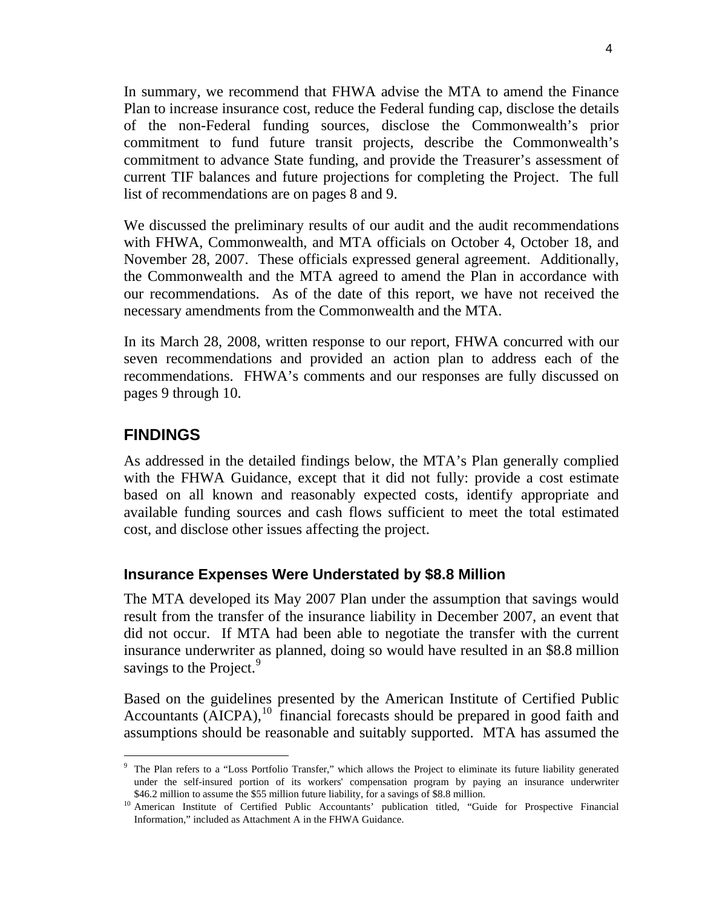In summary, we recommend that FHWA advise the MTA to amend the Finance Plan to increase insurance cost, reduce the Federal funding cap, disclose the details of the non-Federal funding sources, disclose the Commonwealth's prior commitment to fund future transit projects, describe the Commonwealth's commitment to advance State funding, and provide the Treasurer's assessment of current TIF balances and future projections for completing the Project. The full list of recommendations are on pages 8 and 9.

We discussed the preliminary results of our audit and the audit recommendations with FHWA, Commonwealth, and MTA officials on October 4, October 18, and November 28, 2007. These officials expressed general agreement. Additionally, the Commonwealth and the MTA agreed to amend the Plan in accordance with our recommendations. As of the date of this report, we have not received the necessary amendments from the Commonwealth and the MTA.

In its March 28, 2008, written response to our report, FHWA concurred with our seven recommendations and provided an action plan to address each of the recommendations. FHWA's comments and our responses are fully discussed on pages 9 through 10.

## FINDINGS

As addressed in the detailed findings below, the MTA's Plan generally complied with the FHWA Guidance, except that it did not fully: provide a cost estimate based on all known and reasonably expected costs, identify appropriate and available funding sources and cash flows sufficient to meet the total estimated cost, and disclose other issues affecting the project.

### Insurance Expenses Were Understated by $8.8 Million

The MTA developed its May 2007 Plan under the assumption that savings would result from the transfer of the insurance liability in December 2007, an event that did not occur. If MTA had been able to negotiate the transfer with the current insurance underwriter as planned, doing so would have resulted in an $8.8 million savings to the Project.[9]

Based on the guidelines presented by the American Institute of Certified Public Accountants (AICPA),[10] financial forecasts should be prepared in good faith and assumptions should be reasonable and suitably supported. MTA has assumed the

---

[9] The Plan refers to a "Loss Portfolio Transfer," which allows the Project to eliminate its future liability generated under the self-insured portion of its workers' compensation program by paying an insurance underwriter $46.2 million to assume the $55 million future liability, for a savings of $8.8 million.

[10] American Institute of Certified Public Accountants' publication titled, "Guide for Prospective Financial Information," included as Attachment A in the FHWA Guidance.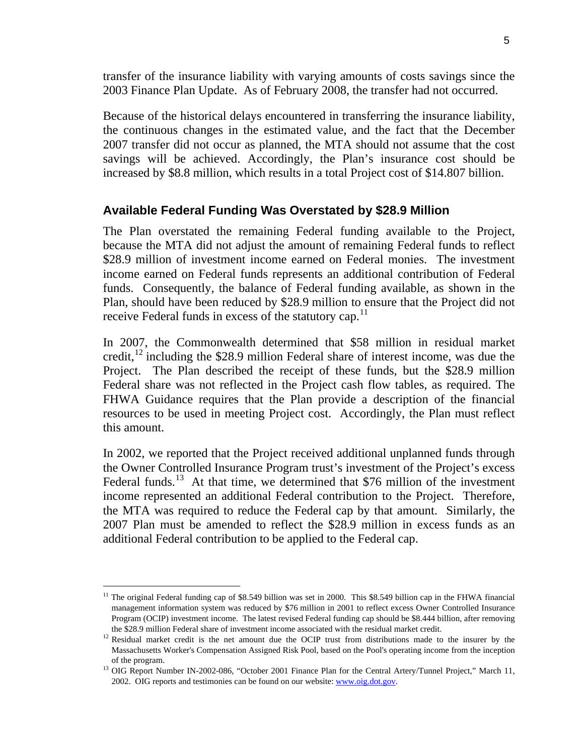transfer of the insurance liability with varying amounts of costs savings since the 2003 Finance Plan Update. As of February 2008, the transfer had not occurred.

Because of the historical delays encountered in transferring the insurance liability, the continuous changes in the estimated value, and the fact that the December 2007 transfer did not occur as planned, the MTA should not assume that the cost savings will be achieved. Accordingly, the Plan's insurance cost should be increased by $8.8 million, which results in a total Project cost of $14.807 billion.

## Available Federal Funding Was Overstated by $28.9 Million

The Plan overstated the remaining Federal funding available to the Project, because the MTA did not adjust the amount of remaining Federal funds to reflect $28.9 million of investment income earned on Federal monies. The investment income earned on Federal funds represents an additional contribution of Federal funds. Consequently, the balance of Federal funding available, as shown in the Plan, should have been reduced by $28.9 million to ensure that the Project did not receive Federal funds in excess of the statutory cap.[11]

In 2007, the Commonwealth determined that $58 million in residual market credit,[12] including the $28.9 million Federal share of interest income, was due the Project. The Plan described the receipt of these funds, but the $28.9 million Federal share was not reflected in the Project cash flow tables, as required. The FHWA Guidance requires that the Plan provide a description of the financial resources to be used in meeting Project cost. Accordingly, the Plan must reflect this amount.

In 2002, we reported that the Project received additional unplanned funds through the Owner Controlled Insurance Program trust's investment of the Project's excess Federal funds.[13] At that time, we determined that $76 million of the investment income represented an additional Federal contribution to the Project. Therefore, the MTA was required to reduce the Federal cap by that amount. Similarly, the 2007 Plan must be amended to reflect the $28.9 million in excess funds as an additional Federal contribution to be applied to the Federal cap.

---

[11] The original Federal funding cap of $8.549 billion was set in 2000. This $8.549 billion cap in the FHWA financial management information system was reduced by $76 million in 2001 to reflect excess Owner Controlled Insurance Program (OCIP) investment income. The latest revised Federal funding cap should be $8.444 billion, after removing the $28.9 million Federal share of investment income associated with the residual market credit.

[12] Residual market credit is the net amount due the OCIP trust from distributions made to the insurer by the Massachusetts Worker's Compensation Assigned Risk Pool, based on the Pool's operating income from the inception of the program.

[13] OIG Report Number IN-2002-086, "October 2001 Finance Plan for the Central Artery/Tunnel Project," March 11, 2002. OIG reports and testimonies can be found on our website: www.oig.dot.gov.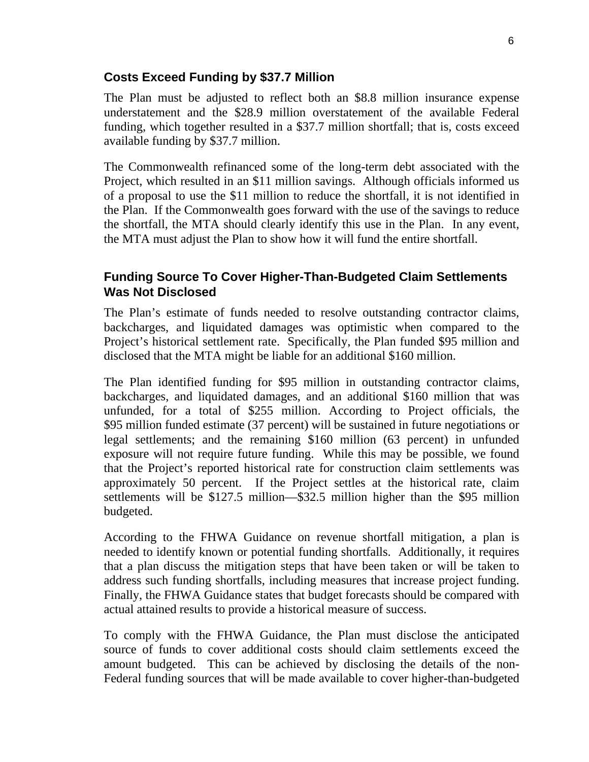## Costs Exceed Funding by $37.7 Million

The Plan must be adjusted to reflect both an $8.8 million insurance expense understatement and the $28.9 million overstatement of the available Federal funding, which together resulted in a $37.7 million shortfall; that is, costs exceed available funding by $37.7 million.

The Commonwealth refinanced some of the long-term debt associated with the Project, which resulted in an $11 million savings. Although officials informed us of a proposal to use the $11 million to reduce the shortfall, it is not identified in the Plan. If the Commonwealth goes forward with the use of the savings to reduce the shortfall, the MTA should clearly identify this use in the Plan. In any event, the MTA must adjust the Plan to show how it will fund the entire shortfall.

## Funding Source To Cover Higher-Than-Budgeted Claim Settlements Was Not Disclosed

The Plan's estimate of funds needed to resolve outstanding contractor claims, backcharges, and liquidated damages was optimistic when compared to the Project's historical settlement rate. Specifically, the Plan funded $95 million and disclosed that the MTA might be liable for an additional $160 million.

The Plan identified funding for $95 million in outstanding contractor claims, backcharges, and liquidated damages, and an additional $160 million that was unfunded, for a total of $255 million. According to Project officials, the $95 million funded estimate (37 percent) will be sustained in future negotiations or legal settlements; and the remaining $160 million (63 percent) in unfunded exposure will not require future funding. While this may be possible, we found that the Project's reported historical rate for construction claim settlements was approximately 50 percent. If the Project settles at the historical rate, claim settlements will be $127.5 million—$32.5 million higher than the $95 million budgeted.

According to the FHWA Guidance on revenue shortfall mitigation, a plan is needed to identify known or potential funding shortfalls. Additionally, it requires that a plan discuss the mitigation steps that have been taken or will be taken to address such funding shortfalls, including measures that increase project funding. Finally, the FHWA Guidance states that budget forecasts should be compared with actual attained results to provide a historical measure of success.

To comply with the FHWA Guidance, the Plan must disclose the anticipated source of funds to cover additional costs should claim settlements exceed the amount budgeted. This can be achieved by disclosing the details of the non-Federal funding sources that will be made available to cover higher-than-budgeted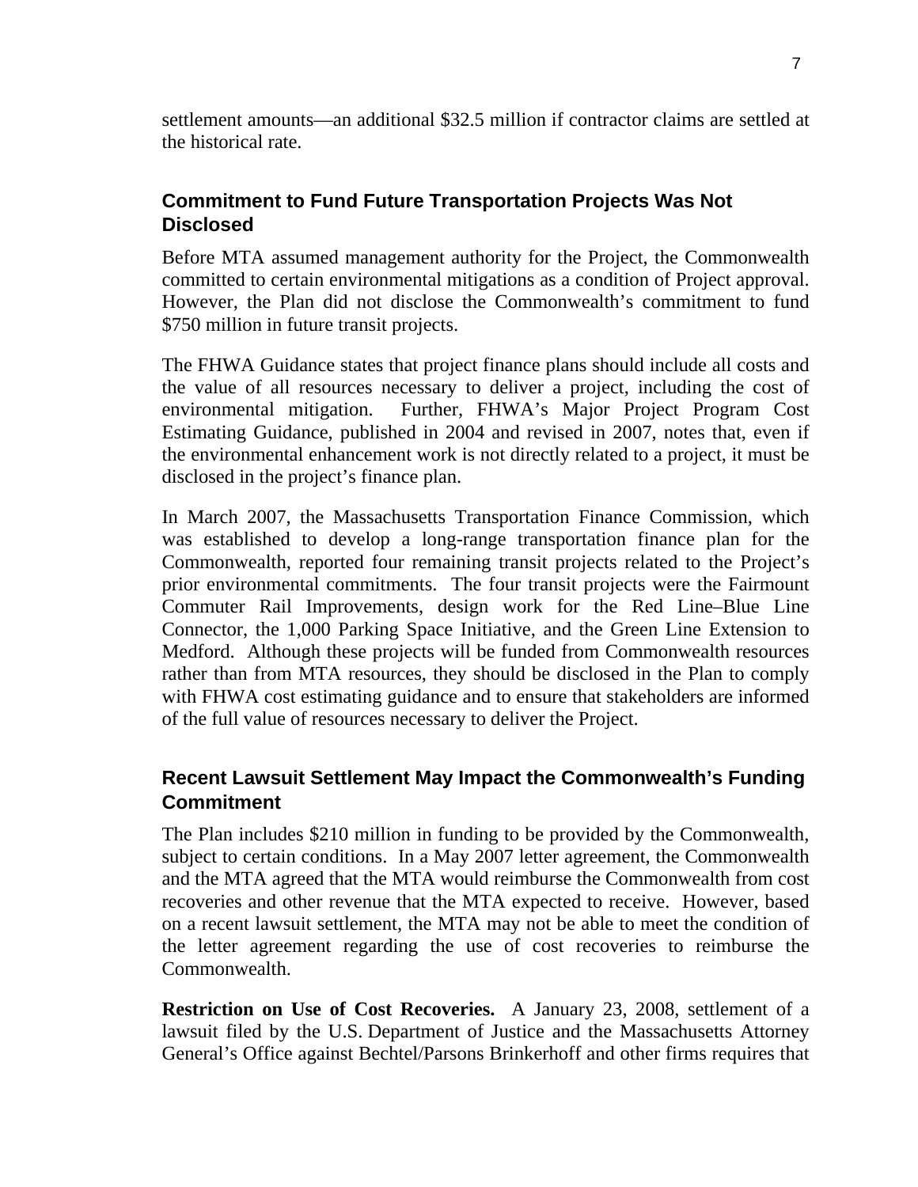settlement amounts—an additional $32.5 million if contractor claims are settled at the historical rate.

### Commitment to Fund Future Transportation Projects Was Not Disclosed

Before MTA assumed management authority for the Project, the Commonwealth committed to certain environmental mitigations as a condition of Project approval. However, the Plan did not disclose the Commonwealth's commitment to fund $750 million in future transit projects.

The FHWA Guidance states that project finance plans should include all costs and the value of all resources necessary to deliver a project, including the cost of environmental mitigation. Further, FHWA's Major Project Program Cost Estimating Guidance, published in 2004 and revised in 2007, notes that, even if the environmental enhancement work is not directly related to a project, it must be disclosed in the project's finance plan.

In March 2007, the Massachusetts Transportation Finance Commission, which was established to develop a long-range transportation finance plan for the Commonwealth, reported four remaining transit projects related to the Project's prior environmental commitments. The four transit projects were the Fairmount Commuter Rail Improvements, design work for the Red Line–Blue Line Connector, the 1,000 Parking Space Initiative, and the Green Line Extension to Medford. Although these projects will be funded from Commonwealth resources rather than from MTA resources, they should be disclosed in the Plan to comply with FHWA cost estimating guidance and to ensure that stakeholders are informed of the full value of resources necessary to deliver the Project.

### Recent Lawsuit Settlement May Impact the Commonwealth's Funding Commitment

The Plan includes $210 million in funding to be provided by the Commonwealth, subject to certain conditions. In a May 2007 letter agreement, the Commonwealth and the MTA agreed that the MTA would reimburse the Commonwealth from cost recoveries and other revenue that the MTA expected to receive. However, based on a recent lawsuit settlement, the MTA may not be able to meet the condition of the letter agreement regarding the use of cost recoveries to reimburse the Commonwealth.

**Restriction on Use of Cost Recoveries.** A January 23, 2008, settlement of a lawsuit filed by the U.S. Department of Justice and the Massachusetts Attorney General's Office against Bechtel/Parsons Brinkerhoff and other firms requires that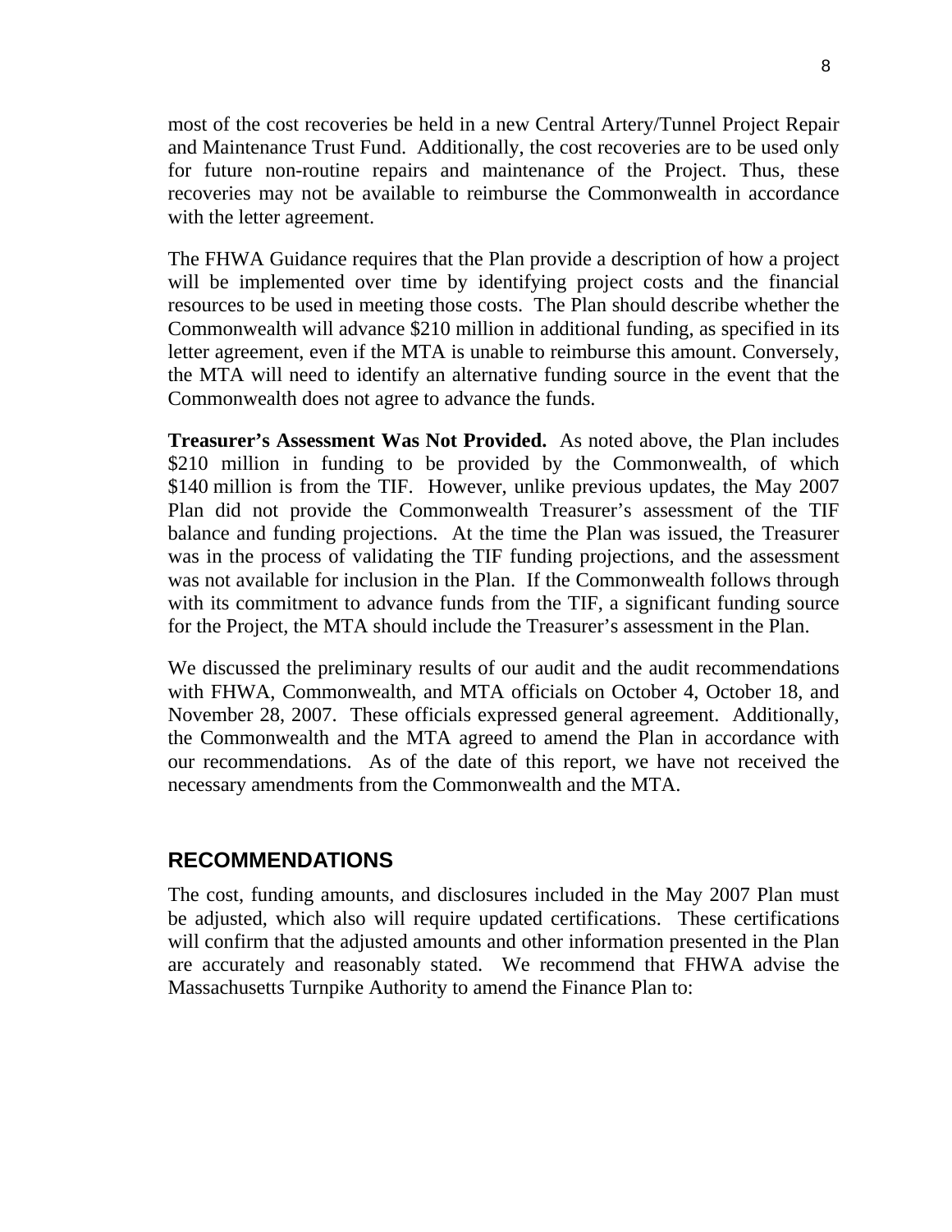most of the cost recoveries be held in a new Central Artery/Tunnel Project Repair and Maintenance Trust Fund. Additionally, the cost recoveries are to be used only for future non-routine repairs and maintenance of the Project. Thus, these recoveries may not be available to reimburse the Commonwealth in accordance with the letter agreement.

The FHWA Guidance requires that the Plan provide a description of how a project will be implemented over time by identifying project costs and the financial resources to be used in meeting those costs. The Plan should describe whether the Commonwealth will advance $210 million in additional funding, as specified in its letter agreement, even if the MTA is unable to reimburse this amount. Conversely, the MTA will need to identify an alternative funding source in the event that the Commonwealth does not agree to advance the funds.

**Treasurer's Assessment Was Not Provided.** As noted above, the Plan includes $210 million in funding to be provided by the Commonwealth, of which $140 million is from the TIF. However, unlike previous updates, the May 2007 Plan did not provide the Commonwealth Treasurer's assessment of the TIF balance and funding projections. At the time the Plan was issued, the Treasurer was in the process of validating the TIF funding projections, and the assessment was not available for inclusion in the Plan. If the Commonwealth follows through with its commitment to advance funds from the TIF, a significant funding source for the Project, the MTA should include the Treasurer's assessment in the Plan.

We discussed the preliminary results of our audit and the audit recommendations with FHWA, Commonwealth, and MTA officials on October 4, October 18, and November 28, 2007. These officials expressed general agreement. Additionally, the Commonwealth and the MTA agreed to amend the Plan in accordance with our recommendations. As of the date of this report, we have not received the necessary amendments from the Commonwealth and the MTA.

## RECOMMENDATIONS

The cost, funding amounts, and disclosures included in the May 2007 Plan must be adjusted, which also will require updated certifications. These certifications will confirm that the adjusted amounts and other information presented in the Plan are accurately and reasonably stated. We recommend that FHWA advise the Massachusetts Turnpike Authority to amend the Finance Plan to: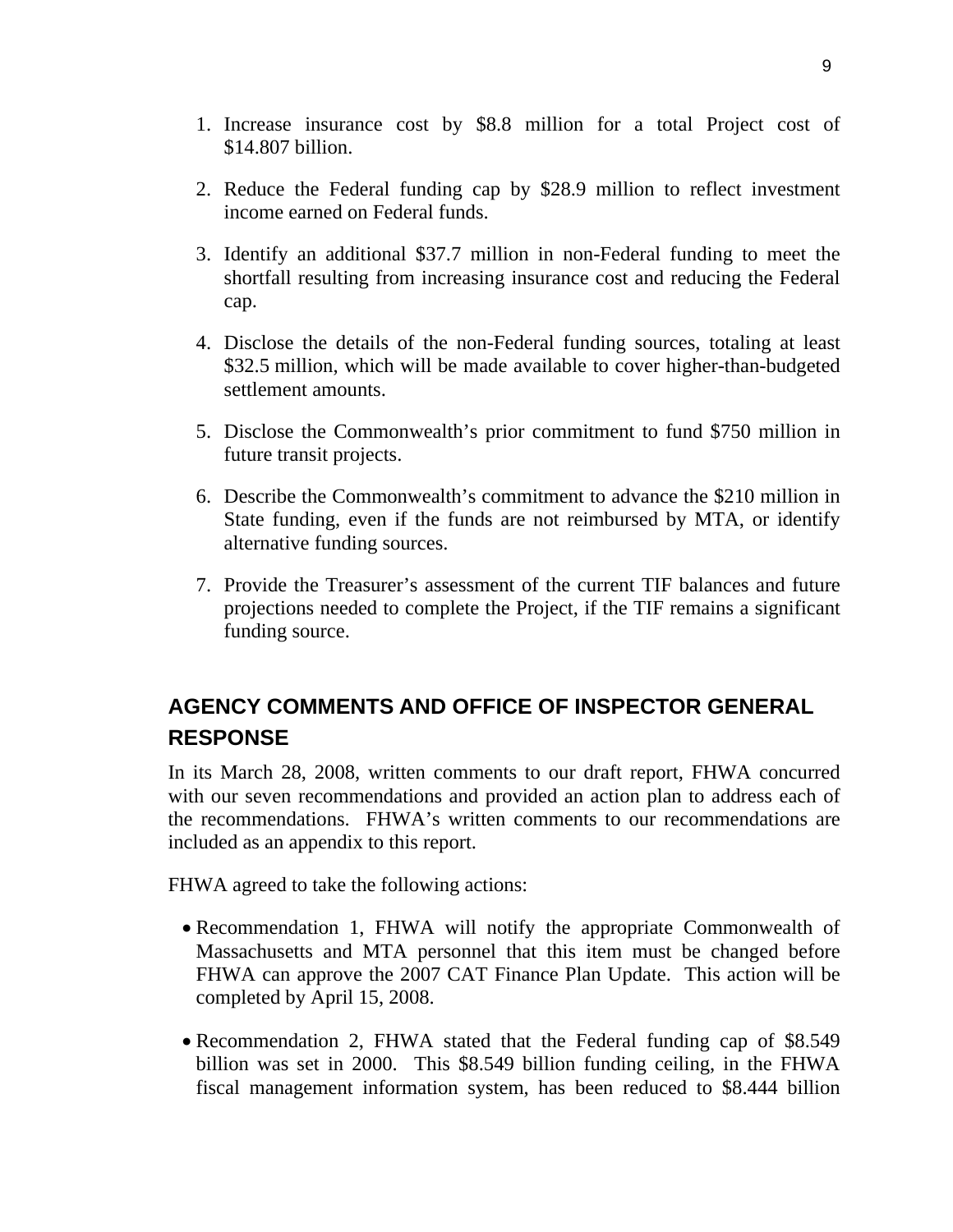1. Increase insurance cost by $8.8 million for a total Project cost of $14.807 billion.

2. Reduce the Federal funding cap by $28.9 million to reflect investment income earned on Federal funds.

3. Identify an additional $37.7 million in non-Federal funding to meet the shortfall resulting from increasing insurance cost and reducing the Federal cap.

4. Disclose the details of the non-Federal funding sources, totaling at least $32.5 million, which will be made available to cover higher-than-budgeted settlement amounts.

5. Disclose the Commonwealth's prior commitment to fund $750 million in future transit projects.

6. Describe the Commonwealth's commitment to advance the $210 million in State funding, even if the funds are not reimbursed by MTA, or identify alternative funding sources.

7. Provide the Treasurer's assessment of the current TIF balances and future projections needed to complete the Project, if the TIF remains a significant funding source.

## AGENCY COMMENTS AND OFFICE OF INSPECTOR GENERAL RESPONSE

In its March 28, 2008, written comments to our draft report, FHWA concurred with our seven recommendations and provided an action plan to address each of the recommendations. FHWA's written comments to our recommendations are included as an appendix to this report.

FHWA agreed to take the following actions:

- Recommendation 1, FHWA will notify the appropriate Commonwealth of Massachusetts and MTA personnel that this item must be changed before FHWA can approve the 2007 CAT Finance Plan Update. This action will be completed by April 15, 2008.

- Recommendation 2, FHWA stated that the Federal funding cap of $8.549 billion was set in 2000. This $8.549 billion funding ceiling, in the FHWA fiscal management information system, has been reduced to $8.444 billion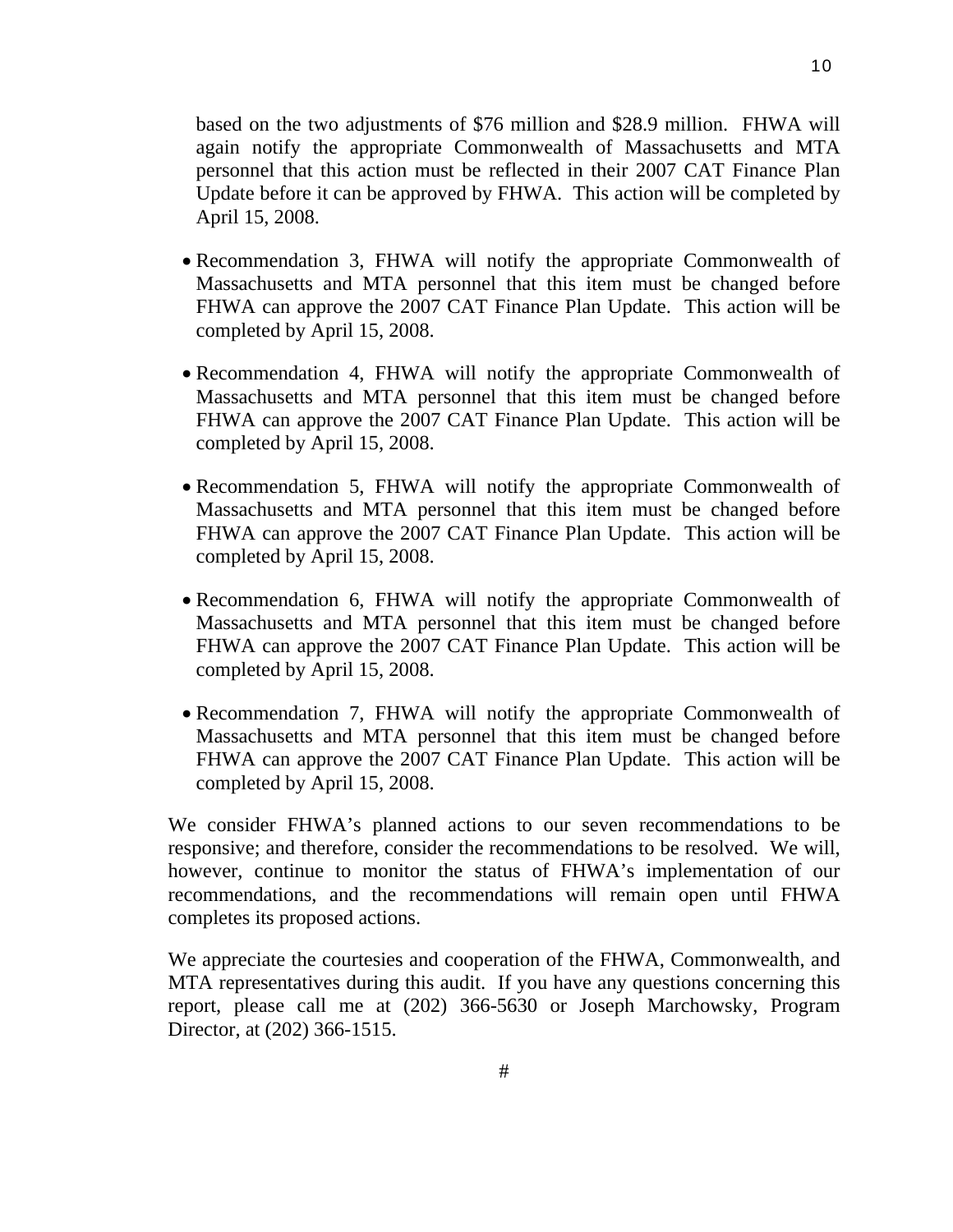based on the two adjustments of $76 million and $28.9 million. FHWA will again notify the appropriate Commonwealth of Massachusetts and MTA personnel that this action must be reflected in their 2007 CAT Finance Plan Update before it can be approved by FHWA. This action will be completed by April 15, 2008.

- Recommendation 3, FHWA will notify the appropriate Commonwealth of Massachusetts and MTA personnel that this item must be changed before FHWA can approve the 2007 CAT Finance Plan Update. This action will be completed by April 15, 2008.
- Recommendation 4, FHWA will notify the appropriate Commonwealth of Massachusetts and MTA personnel that this item must be changed before FHWA can approve the 2007 CAT Finance Plan Update. This action will be completed by April 15, 2008.
- Recommendation 5, FHWA will notify the appropriate Commonwealth of Massachusetts and MTA personnel that this item must be changed before FHWA can approve the 2007 CAT Finance Plan Update. This action will be completed by April 15, 2008.
- Recommendation 6, FHWA will notify the appropriate Commonwealth of Massachusetts and MTA personnel that this item must be changed before FHWA can approve the 2007 CAT Finance Plan Update. This action will be completed by April 15, 2008.
- Recommendation 7, FHWA will notify the appropriate Commonwealth of Massachusetts and MTA personnel that this item must be changed before FHWA can approve the 2007 CAT Finance Plan Update. This action will be completed by April 15, 2008.

We consider FHWA's planned actions to our seven recommendations to be responsive; and therefore, consider the recommendations to be resolved. We will, however, continue to monitor the status of FHWA's implementation of our recommendations, and the recommendations will remain open until FHWA completes its proposed actions.

We appreciate the courtesies and cooperation of the FHWA, Commonwealth, and MTA representatives during this audit. If you have any questions concerning this report, please call me at (202) 366-5630 or Joseph Marchowsky, Program Director, at (202) 366-1515.

#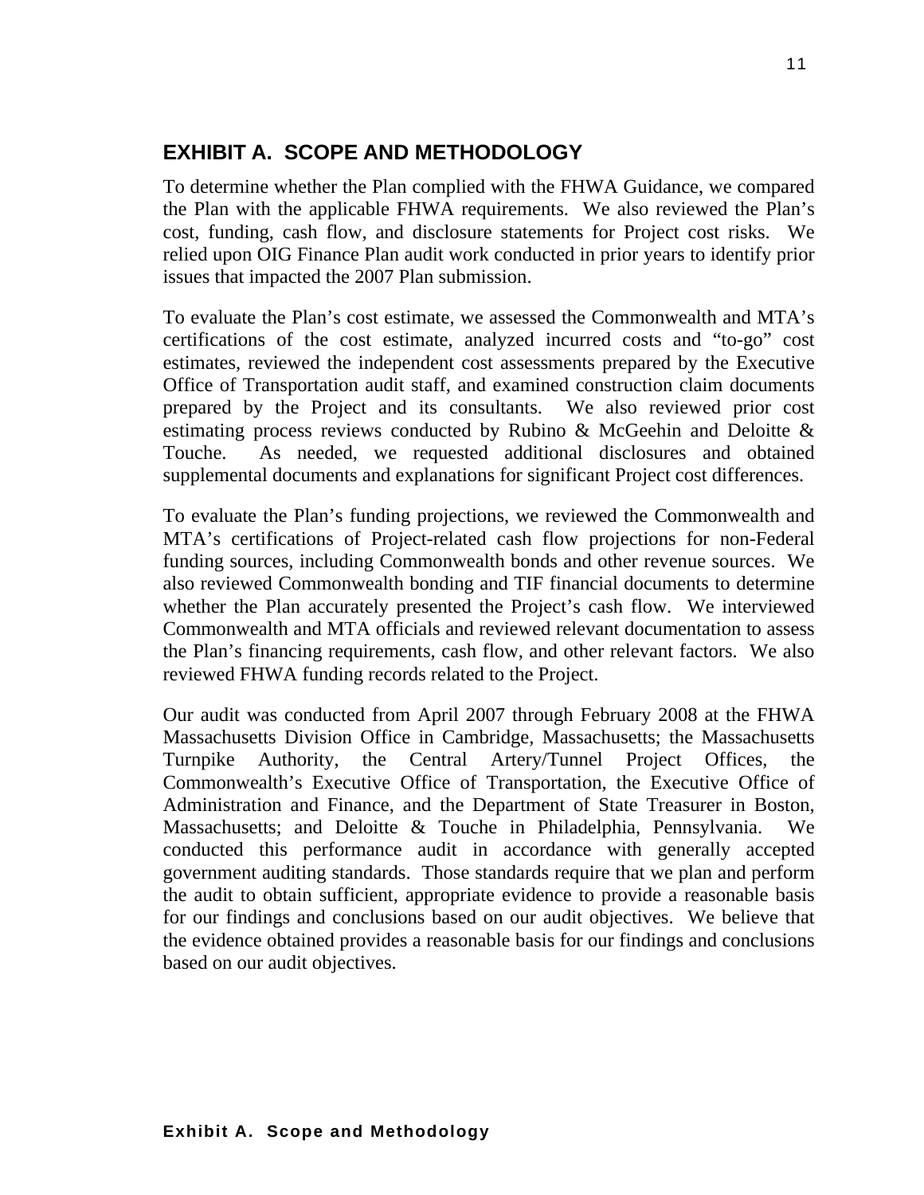## EXHIBIT A. SCOPE AND METHODOLOGY

To determine whether the Plan complied with the FHWA Guidance, we compared the Plan with the applicable FHWA requirements. We also reviewed the Plan's cost, funding, cash flow, and disclosure statements for Project cost risks. We relied upon OIG Finance Plan audit work conducted in prior years to identify prior issues that impacted the 2007 Plan submission.

To evaluate the Plan's cost estimate, we assessed the Commonwealth and MTA's certifications of the cost estimate, analyzed incurred costs and "to-go" cost estimates, reviewed the independent cost assessments prepared by the Executive Office of Transportation audit staff, and examined construction claim documents prepared by the Project and its consultants. We also reviewed prior cost estimating process reviews conducted by Rubino & McGeehin and Deloitte & Touche. As needed, we requested additional disclosures and obtained supplemental documents and explanations for significant Project cost differences.

To evaluate the Plan's funding projections, we reviewed the Commonwealth and MTA's certifications of Project-related cash flow projections for non-Federal funding sources, including Commonwealth bonds and other revenue sources. We also reviewed Commonwealth bonding and TIF financial documents to determine whether the Plan accurately presented the Project's cash flow. We interviewed Commonwealth and MTA officials and reviewed relevant documentation to assess the Plan's financing requirements, cash flow, and other relevant factors. We also reviewed FHWA funding records related to the Project.

Our audit was conducted from April 2007 through February 2008 at the FHWA Massachusetts Division Office in Cambridge, Massachusetts; the Massachusetts Turnpike Authority, the Central Artery/Tunnel Project Offices, the Commonwealth's Executive Office of Transportation, the Executive Office of Administration and Finance, and the Department of State Treasurer in Boston, Massachusetts; and Deloitte & Touche in Philadelphia, Pennsylvania. We conducted this performance audit in accordance with generally accepted government auditing standards. Those standards require that we plan and perform the audit to obtain sufficient, appropriate evidence to provide a reasonable basis for our findings and conclusions based on our audit objectives. We believe that the evidence obtained provides a reasonable basis for our findings and conclusions based on our audit objectives.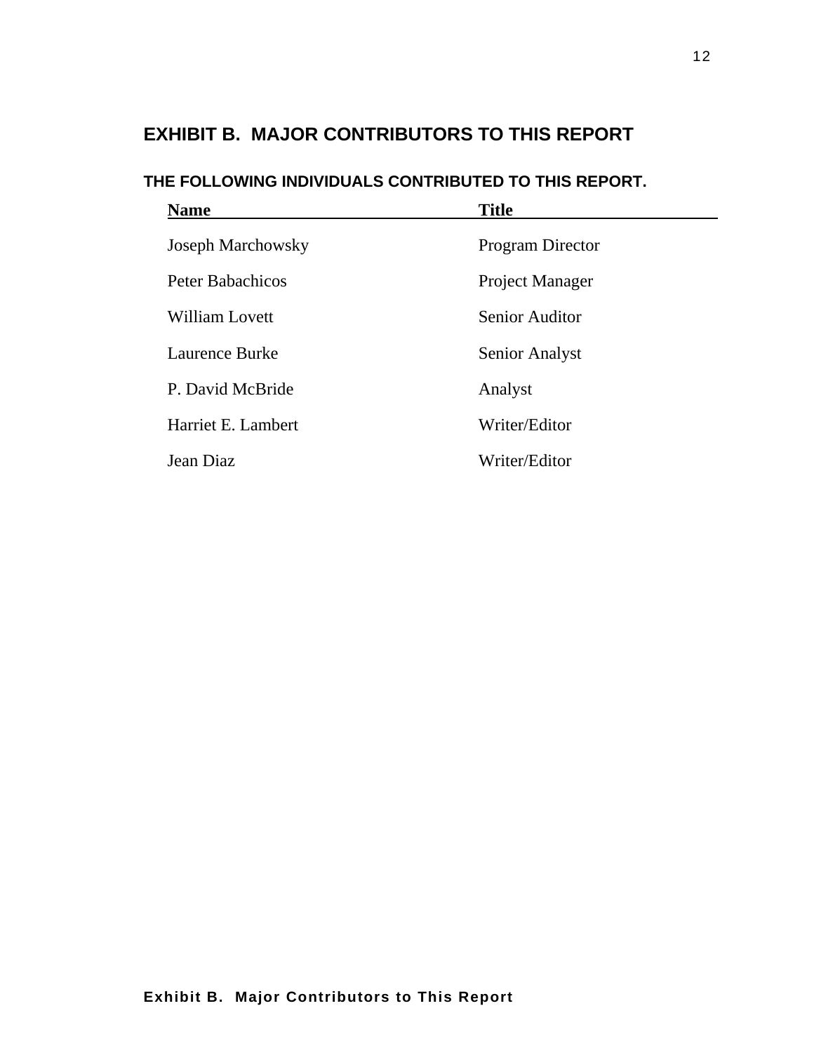## EXHIBIT B. MAJOR CONTRIBUTORS TO THIS REPORT

### THE FOLLOWING INDIVIDUALS CONTRIBUTED TO THIS REPORT.

| Name | Title |
|---|---|
| Joseph Marchowsky | Program Director |
| Peter Babachicos | Project Manager |
| William Lovett | Senior Auditor |
| Laurence Burke | Senior Analyst |
| P. David McBride | Analyst |
| Harriet E. Lambert | Writer/Editor |
| Jean Diaz | Writer/Editor |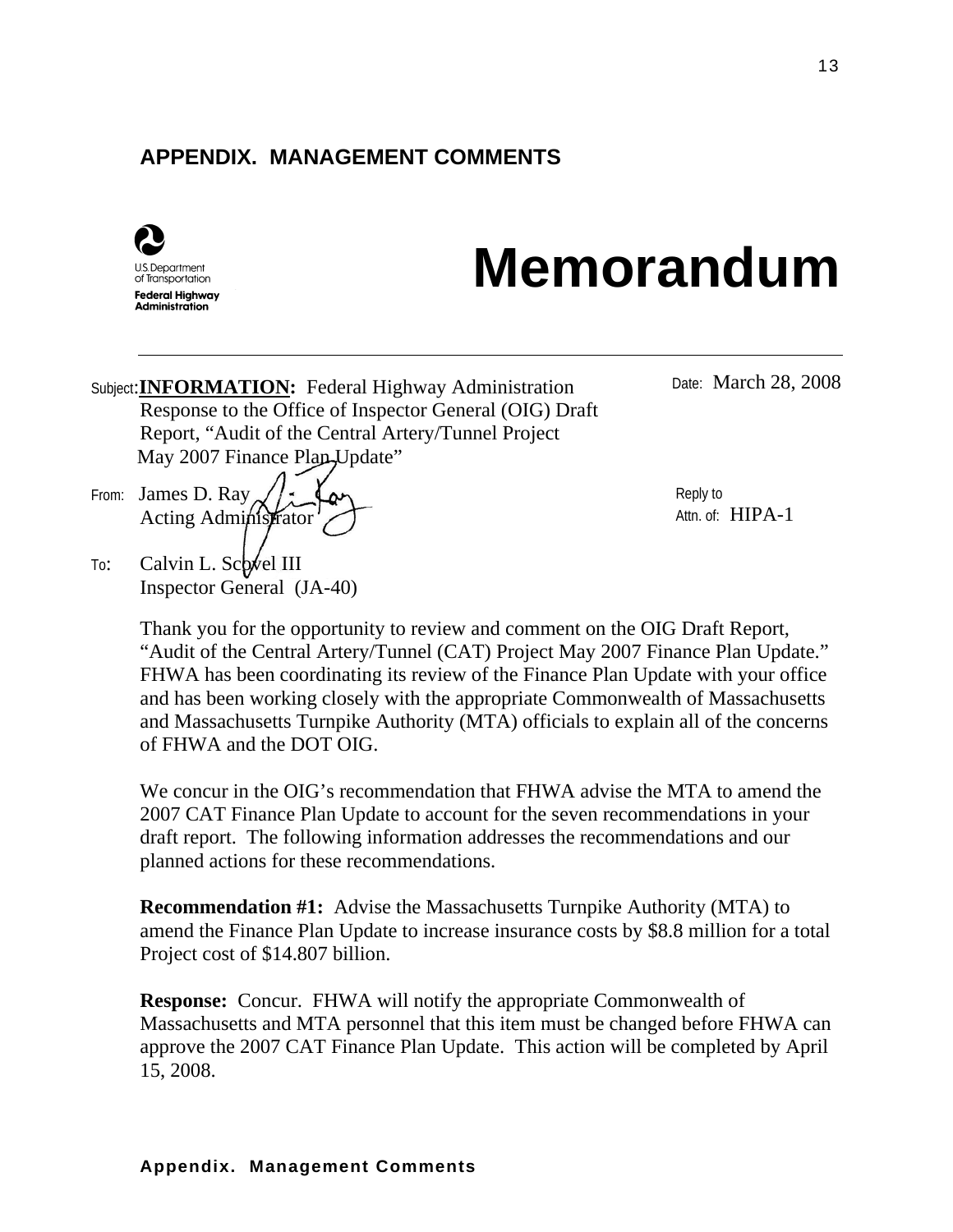## APPENDIX. MANAGEMENT COMMENTS

U.S. Department of Transportation
**Federal Highway Administration**

# Memorandum

Subject: **INFORMATION:** Federal Highway Administration Response to the Office of Inspector General (OIG) Draft Report, "Audit of the Central Artery/Tunnel Project May 2007 Finance Plan Update"

Date: March 28, 2008

From: James D. Ray
Acting Administrator

Reply to Attn. of: HIPA-1

To: Calvin L. Scovel III
Inspector General (JA-40)

Thank you for the opportunity to review and comment on the OIG Draft Report, "Audit of the Central Artery/Tunnel (CAT) Project May 2007 Finance Plan Update." FHWA has been coordinating its review of the Finance Plan Update with your office and has been working closely with the appropriate Commonwealth of Massachusetts and Massachusetts Turnpike Authority (MTA) officials to explain all of the concerns of FHWA and the DOT OIG.

We concur in the OIG's recommendation that FHWA advise the MTA to amend the 2007 CAT Finance Plan Update to account for the seven recommendations in your draft report. The following information addresses the recommendations and our planned actions for these recommendations.

**Recommendation #1:** Advise the Massachusetts Turnpike Authority (MTA) to amend the Finance Plan Update to increase insurance costs by $8.8 million for a total Project cost of $14.807 billion.

**Response:** Concur. FHWA will notify the appropriate Commonwealth of Massachusetts and MTA personnel that this item must be changed before FHWA can approve the 2007 CAT Finance Plan Update. This action will be completed by April 15, 2008.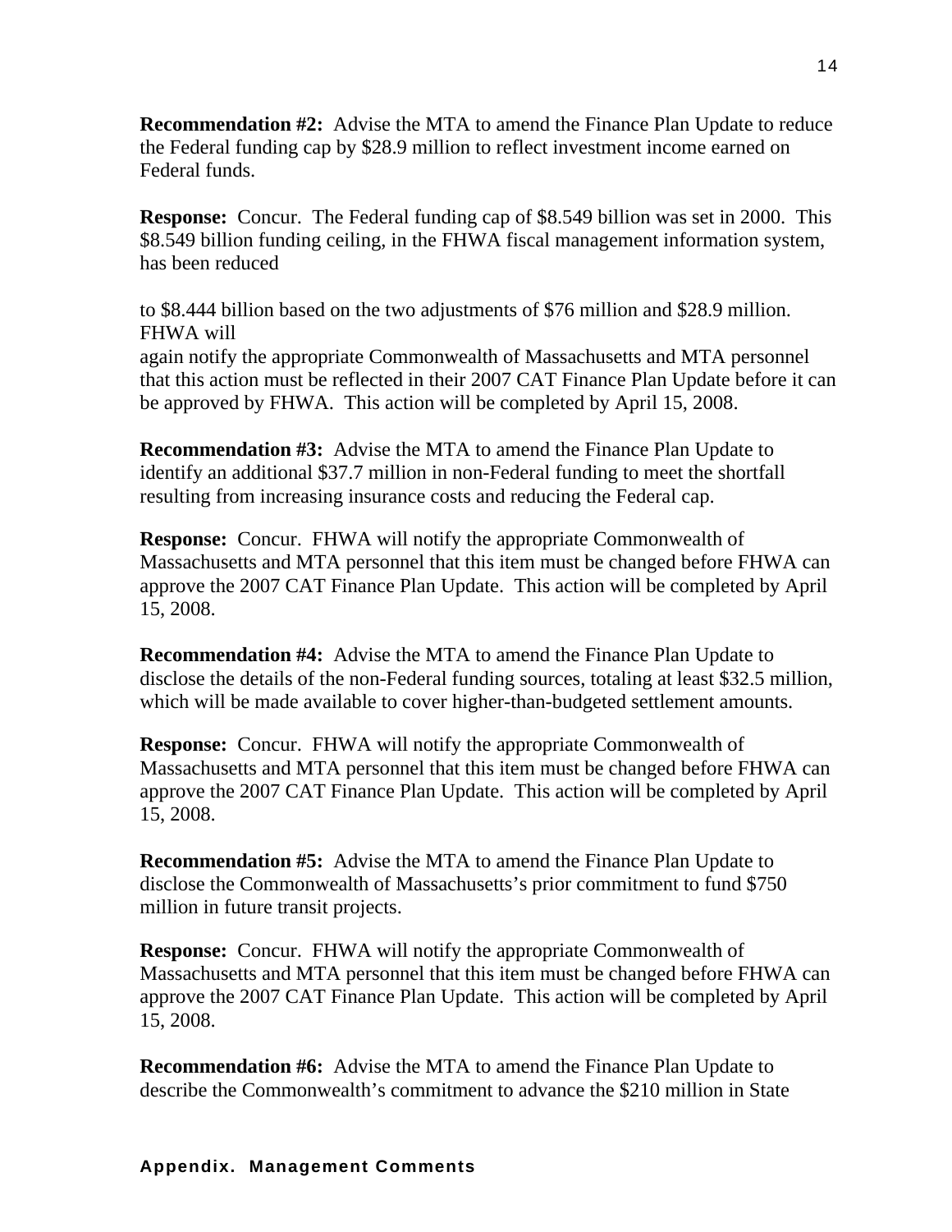**Recommendation #2:** Advise the MTA to amend the Finance Plan Update to reduce the Federal funding cap by $28.9 million to reflect investment income earned on Federal funds.

**Response:** Concur. The Federal funding cap of $8.549 billion was set in 2000. This $8.549 billion funding ceiling, in the FHWA fiscal management information system, has been reduced

to $8.444 billion based on the two adjustments of $76 million and $28.9 million. FHWA will
again notify the appropriate Commonwealth of Massachusetts and MTA personnel that this action must be reflected in their 2007 CAT Finance Plan Update before it can be approved by FHWA. This action will be completed by April 15, 2008.

**Recommendation #3:** Advise the MTA to amend the Finance Plan Update to identify an additional $37.7 million in non-Federal funding to meet the shortfall resulting from increasing insurance costs and reducing the Federal cap.

**Response:** Concur. FHWA will notify the appropriate Commonwealth of Massachusetts and MTA personnel that this item must be changed before FHWA can approve the 2007 CAT Finance Plan Update. This action will be completed by April 15, 2008.

**Recommendation #4:** Advise the MTA to amend the Finance Plan Update to disclose the details of the non-Federal funding sources, totaling at least $32.5 million, which will be made available to cover higher-than-budgeted settlement amounts.

**Response:** Concur. FHWA will notify the appropriate Commonwealth of Massachusetts and MTA personnel that this item must be changed before FHWA can approve the 2007 CAT Finance Plan Update. This action will be completed by April 15, 2008.

**Recommendation #5:** Advise the MTA to amend the Finance Plan Update to disclose the Commonwealth of Massachusetts's prior commitment to fund $750 million in future transit projects.

**Response:** Concur. FHWA will notify the appropriate Commonwealth of Massachusetts and MTA personnel that this item must be changed before FHWA can approve the 2007 CAT Finance Plan Update. This action will be completed by April 15, 2008.

**Recommendation #6:** Advise the MTA to amend the Finance Plan Update to describe the Commonwealth's commitment to advance the $210 million in State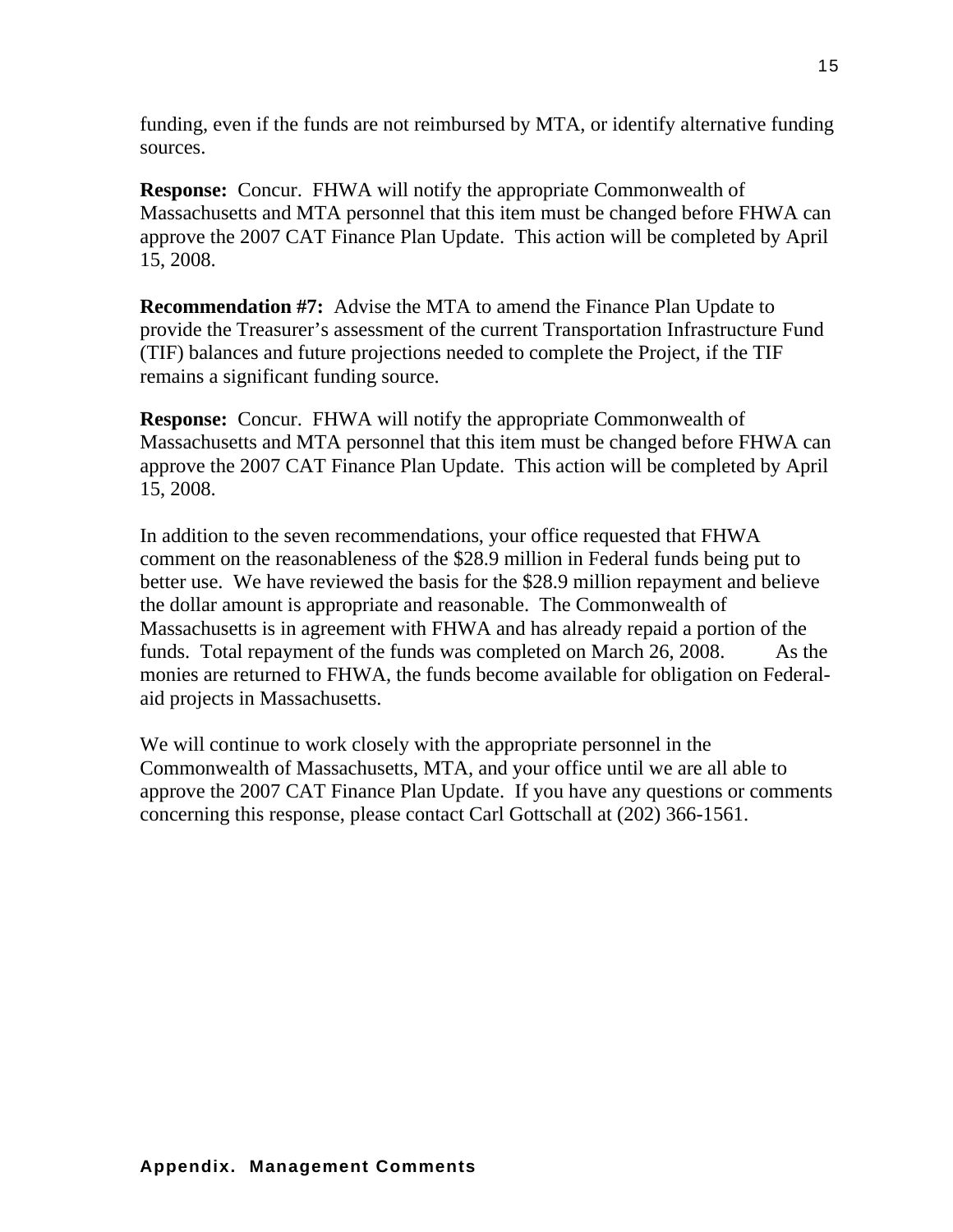funding, even if the funds are not reimbursed by MTA, or identify alternative funding sources.

**Response:** Concur. FHWA will notify the appropriate Commonwealth of Massachusetts and MTA personnel that this item must be changed before FHWA can approve the 2007 CAT Finance Plan Update. This action will be completed by April 15, 2008.

**Recommendation #7:** Advise the MTA to amend the Finance Plan Update to provide the Treasurer's assessment of the current Transportation Infrastructure Fund (TIF) balances and future projections needed to complete the Project, if the TIF remains a significant funding source.

**Response:** Concur. FHWA will notify the appropriate Commonwealth of Massachusetts and MTA personnel that this item must be changed before FHWA can approve the 2007 CAT Finance Plan Update. This action will be completed by April 15, 2008.

In addition to the seven recommendations, your office requested that FHWA comment on the reasonableness of the $28.9 million in Federal funds being put to better use. We have reviewed the basis for the $28.9 million repayment and believe the dollar amount is appropriate and reasonable. The Commonwealth of Massachusetts is in agreement with FHWA and has already repaid a portion of the funds. Total repayment of the funds was completed on March 26, 2008. As the monies are returned to FHWA, the funds become available for obligation on Federal-aid projects in Massachusetts.

We will continue to work closely with the appropriate personnel in the Commonwealth of Massachusetts, MTA, and your office until we are all able to approve the 2007 CAT Finance Plan Update. If you have any questions or comments concerning this response, please contact Carl Gottschall at (202) 366-1561.